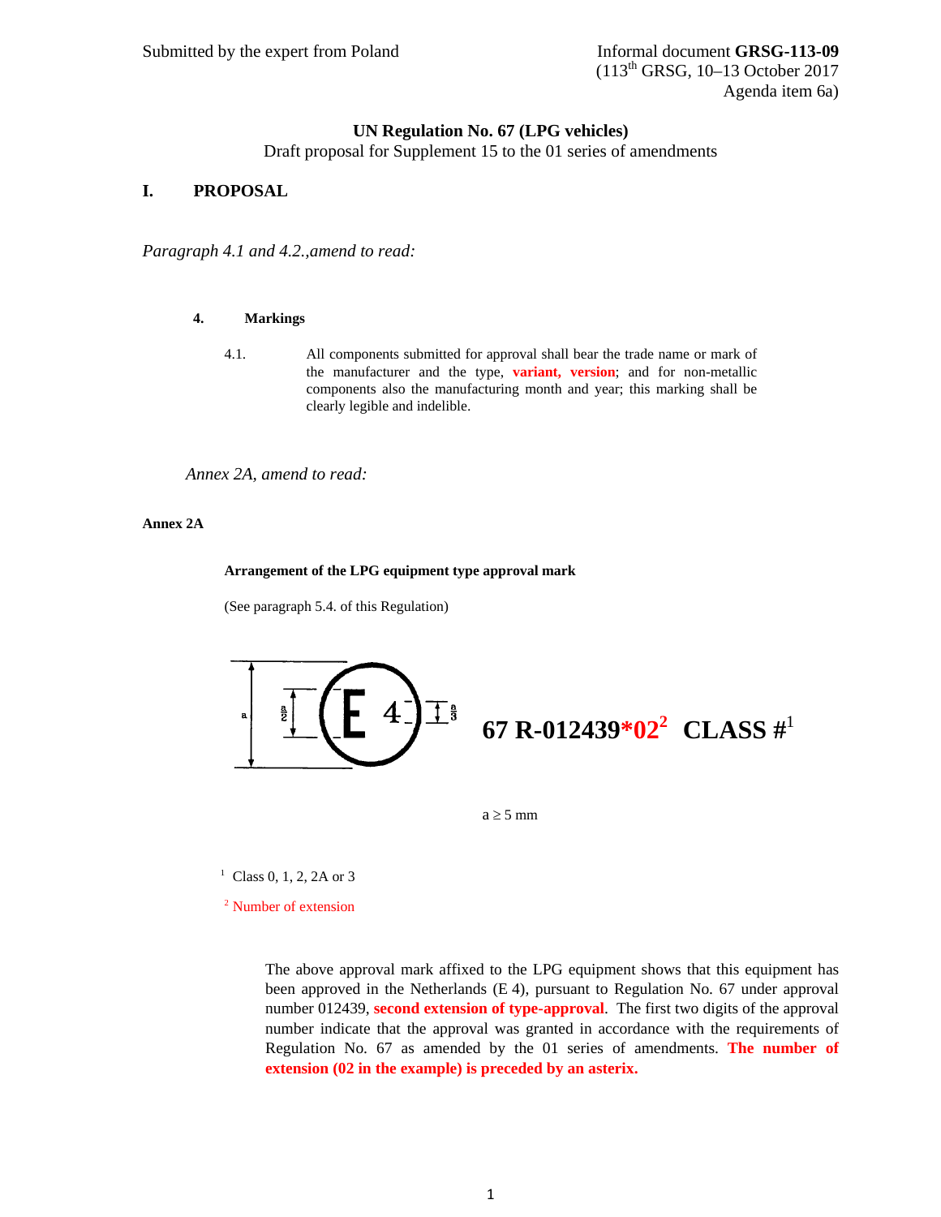Submitted by the expert from Poland

Informal document **GRSG-113-09**
(113th GRSG, 10–13 October 2017
Agenda item 6a)

**UN Regulation No. 67 (LPG vehicles)**
Draft proposal for Supplement 15 to the 01 series of amendments

# I. PROPOSAL

*Paragraph 4.1 and 4.2.,amend to read:*

**4. Markings**

4.1. All components submitted for approval shall bear the trade name or mark of the manufacturer and the type, **variant, version**; and for non-metallic components also the manufacturing month and year; this marking shall be clearly legible and indelible.

*Annex 2A, amend to read:*

**Annex 2A**

**Arrangement of the LPG equipment type approval mark**

(See paragraph 5.4. of this Regulation)

E 4 **67 R-012439*02[2] CLASS #[1]**

a ≥ 5 mm

[1] Class 0, 1, 2, 2A or 3

[2] Number of extension

The above approval mark affixed to the LPG equipment shows that this equipment has been approved in the Netherlands (E 4), pursuant to Regulation No. 67 under approval number 012439, **second extension of type-approval**. The first two digits of the approval number indicate that the approval was granted in accordance with the requirements of Regulation No. 67 as amended by the 01 series of amendments. **The number of extension (02 in the example) is preceded by an asterix.**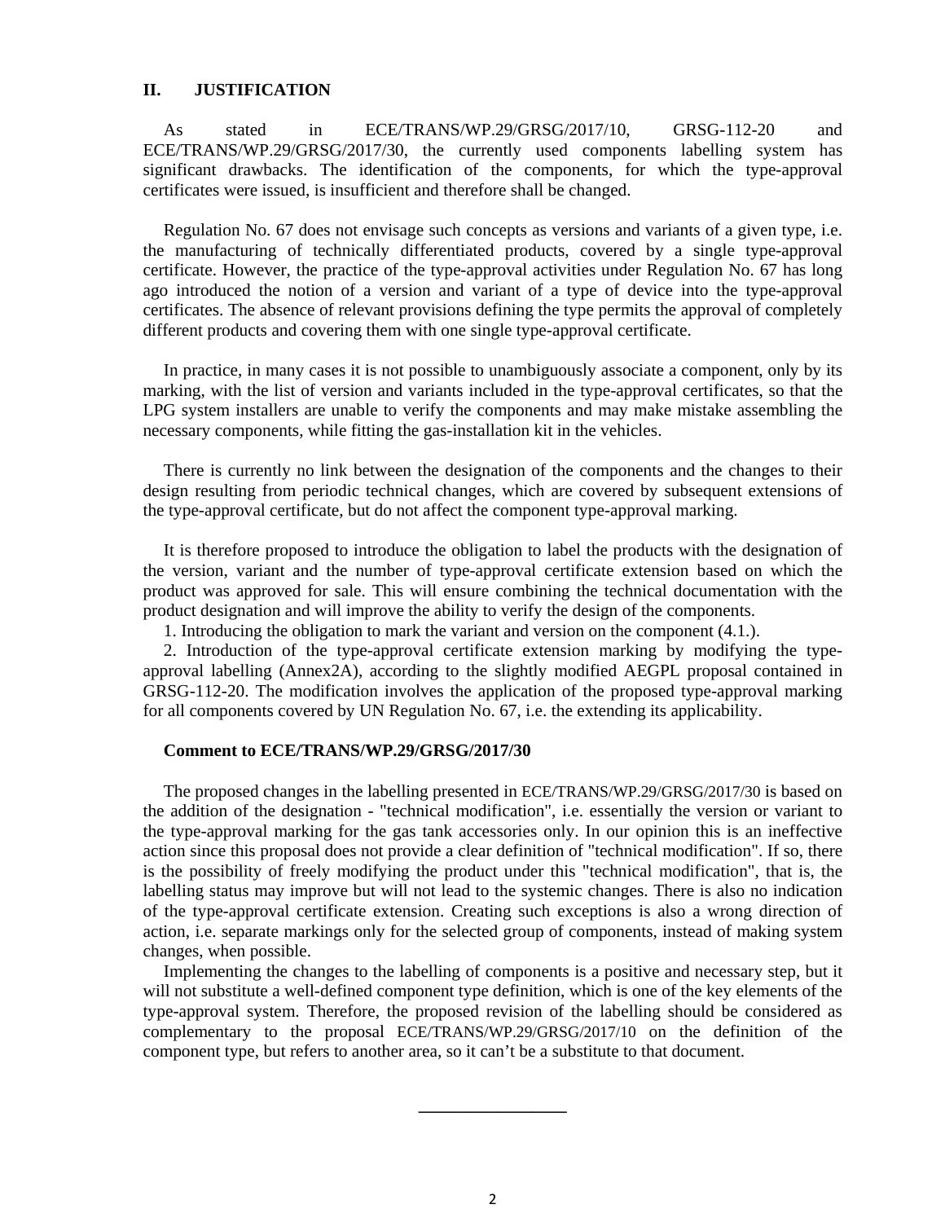## II. JUSTIFICATION

As stated in ECE/TRANS/WP.29/GRSG/2017/10, GRSG-112-20 and ECE/TRANS/WP.29/GRSG/2017/30, the currently used components labelling system has significant drawbacks. The identification of the components, for which the type-approval certificates were issued, is insufficient and therefore shall be changed.

Regulation No. 67 does not envisage such concepts as versions and variants of a given type, i.e. the manufacturing of technically differentiated products, covered by a single type-approval certificate. However, the practice of the type-approval activities under Regulation No. 67 has long ago introduced the notion of a version and variant of a type of device into the type-approval certificates. The absence of relevant provisions defining the type permits the approval of completely different products and covering them with one single type-approval certificate.

In practice, in many cases it is not possible to unambiguously associate a component, only by its marking, with the list of version and variants included in the type-approval certificates, so that the LPG system installers are unable to verify the components and may make mistake assembling the necessary components, while fitting the gas-installation kit in the vehicles.

There is currently no link between the designation of the components and the changes to their design resulting from periodic technical changes, which are covered by subsequent extensions of the type-approval certificate, but do not affect the component type-approval marking.

It is therefore proposed to introduce the obligation to label the products with the designation of the version, variant and the number of type-approval certificate extension based on which the product was approved for sale. This will ensure combining the technical documentation with the product designation and will improve the ability to verify the design of the components.

1. Introducing the obligation to mark the variant and version on the component (4.1.).
2. Introduction of the type-approval certificate extension marking by modifying the type-approval labelling (Annex2A), according to the slightly modified AEGPL proposal contained in GRSG-112-20. The modification involves the application of the proposed type-approval marking for all components covered by UN Regulation No. 67, i.e. the extending its applicability.

**Comment to ECE/TRANS/WP.29/GRSG/2017/30**

The proposed changes in the labelling presented in ECE/TRANS/WP.29/GRSG/2017/30 is based on the addition of the designation - "technical modification", i.e. essentially the version or variant to the type-approval marking for the gas tank accessories only. In our opinion this is an ineffective action since this proposal does not provide a clear definition of "technical modification". If so, there is the possibility of freely modifying the product under this "technical modification", that is, the labelling status may improve but will not lead to the systemic changes. There is also no indication of the type-approval certificate extension. Creating such exceptions is also a wrong direction of action, i.e. separate markings only for the selected group of components, instead of making system changes, when possible.

Implementing the changes to the labelling of components is a positive and necessary step, but it will not substitute a well-defined component type definition, which is one of the key elements of the type-approval system. Therefore, the proposed revision of the labelling should be considered as complementary to the proposal ECE/TRANS/WP.29/GRSG/2017/10 on the definition of the component type, but refers to another area, so it can't be a substitute to that document.